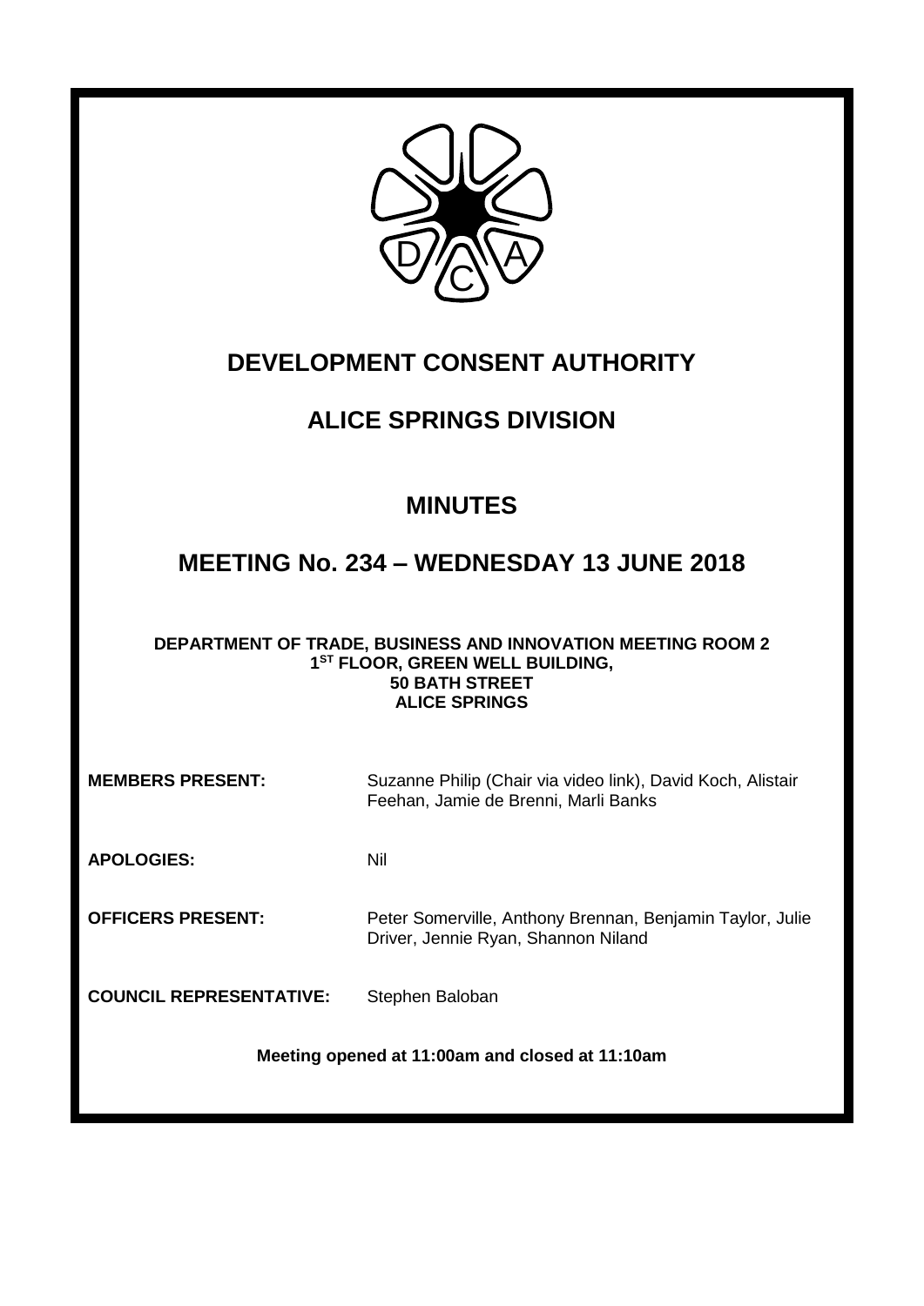# DEVELOPMENT CONSENT AUTHORITY

## ALICE SPRINGS DIVISION

## MINUTES

## MEETING No. 234 – WEDNESDAY 13 JUNE 2018

**DEPARTMENT OF TRADE, BUSINESS AND INNOVATION MEETING ROOM 2**
**1ST FLOOR, GREEN WELL BUILDING,**
**50 BATH STREET**
**ALICE SPRINGS**

**MEMBERS PRESENT:** Suzanne Philip (Chair via video link), David Koch, Alistair Feehan, Jamie de Brenni, Marli Banks

**APOLOGIES:** Nil

**OFFICERS PRESENT:** Peter Somerville, Anthony Brennan, Benjamin Taylor, Julie Driver, Jennie Ryan, Shannon Niland

**COUNCIL REPRESENTATIVE:** Stephen Baloban

**Meeting opened at 11:00am and closed at 11:10am**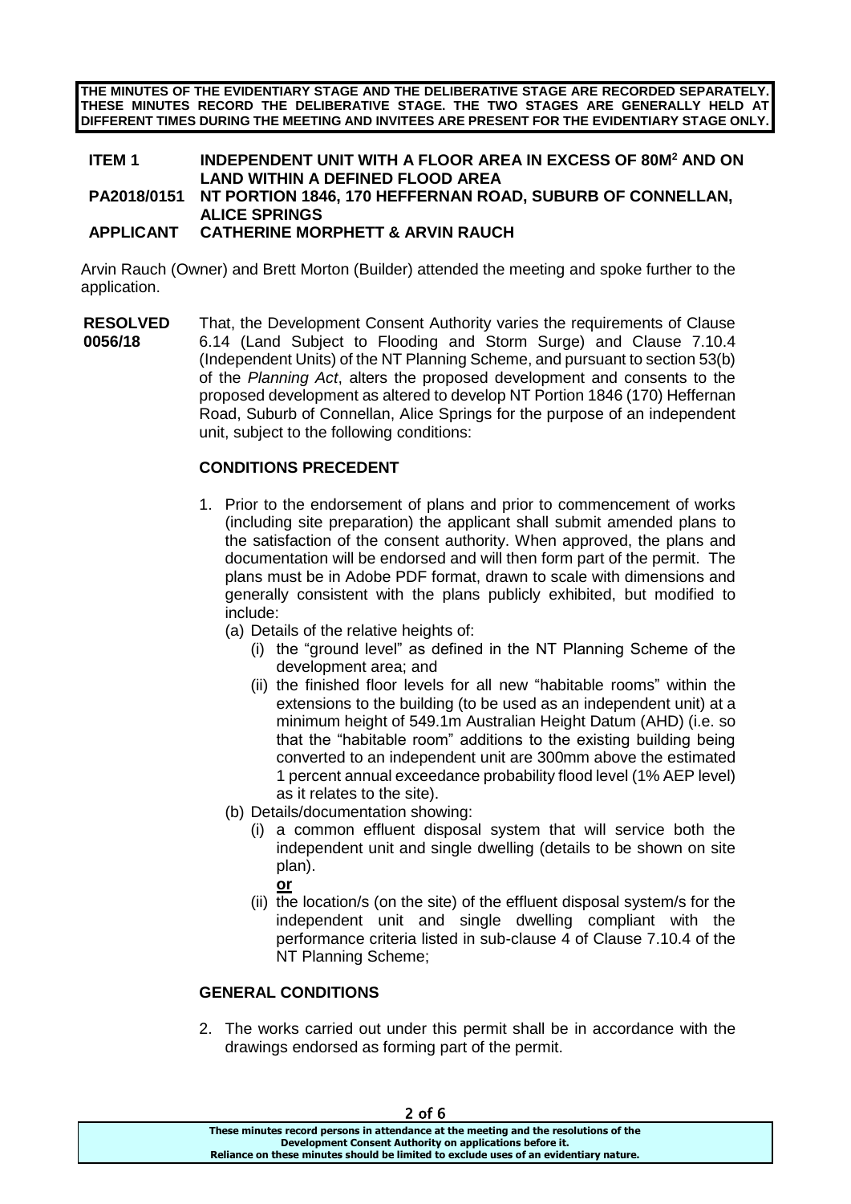**THE MINUTES OF THE EVIDENTIARY STAGE AND THE DELIBERATIVE STAGE ARE RECORDED SEPARATELY. THESE MINUTES RECORD THE DELIBERATIVE STAGE. THE TWO STAGES ARE GENERALLY HELD AT DIFFERENT TIMES DURING THE MEETING AND INVITEES ARE PRESENT FOR THE EVIDENTIARY STAGE ONLY.**

**ITEM 1 INDEPENDENT UNIT WITH A FLOOR AREA IN EXCESS OF 80M$^2$ AND ON LAND WITHIN A DEFINED FLOOD AREA**
**PA2018/0151 NT PORTION 1846, 170 HEFFERNAN ROAD, SUBURB OF CONNELLAN, ALICE SPRINGS**
**APPLICANT CATHERINE MORPHETT & ARVIN RAUCH**

Arvin Rauch (Owner) and Brett Morton (Builder) attended the meeting and spoke further to the application.

**RESOLVED 0056/18** That, the Development Consent Authority varies the requirements of Clause 6.14 (Land Subject to Flooding and Storm Surge) and Clause 7.10.4 (Independent Units) of the NT Planning Scheme, and pursuant to section 53(b) of the *Planning Act*, alters the proposed development and consents to the proposed development as altered to develop NT Portion 1846 (170) Heffernan Road, Suburb of Connellan, Alice Springs for the purpose of an independent unit, subject to the following conditions:

**CONDITIONS PRECEDENT**

1. Prior to the endorsement of plans and prior to commencement of works (including site preparation) the applicant shall submit amended plans to the satisfaction of the consent authority. When approved, the plans and documentation will be endorsed and will then form part of the permit. The plans must be in Adobe PDF format, drawn to scale with dimensions and generally consistent with the plans publicly exhibited, but modified to include:
   (a) Details of the relative heights of:
      (i) the "ground level" as defined in the NT Planning Scheme of the development area; and
      (ii) the finished floor levels for all new "habitable rooms" within the extensions to the building (to be used as an independent unit) at a minimum height of 549.1m Australian Height Datum (AHD) (i.e. so that the "habitable room" additions to the existing building being converted to an independent unit are 300mm above the estimated 1 percent annual exceedance probability flood level (1% AEP level) as it relates to the site).
   (b) Details/documentation showing:
      (i) a common effluent disposal system that will service both the independent unit and single dwelling (details to be shown on site plan).
      **or**
      (ii) the location/s (on the site) of the effluent disposal system/s for the independent unit and single dwelling compliant with the performance criteria listed in sub-clause 4 of Clause 7.10.4 of the NT Planning Scheme;

**GENERAL CONDITIONS**

2. The works carried out under this permit shall be in accordance with the drawings endorsed as forming part of the permit.

**These minutes record persons in attendance at the meeting and the resolutions of the Development Consent Authority on applications before it. Reliance on these minutes should be limited to exclude uses of an evidentiary nature.**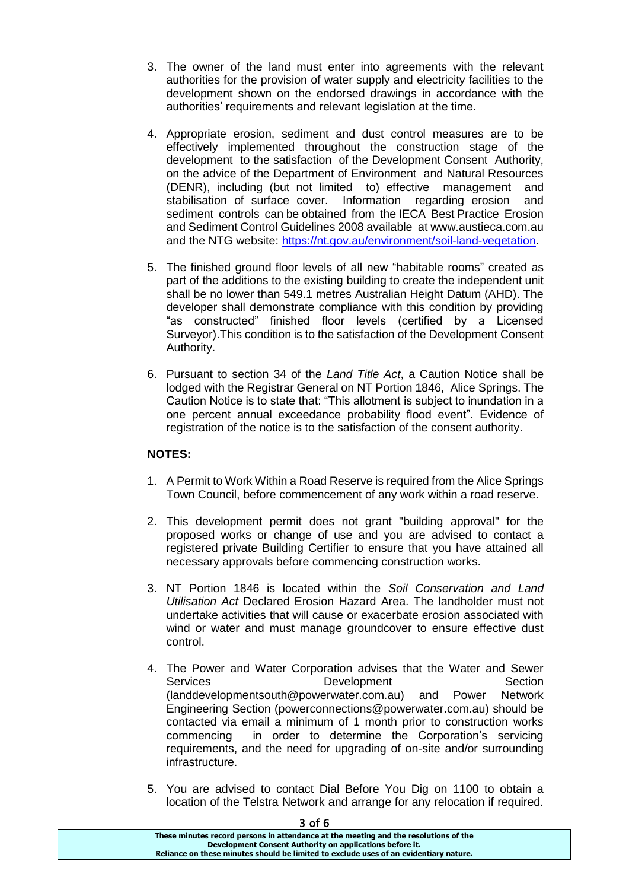3. The owner of the land must enter into agreements with the relevant authorities for the provision of water supply and electricity facilities to the development shown on the endorsed drawings in accordance with the authorities' requirements and relevant legislation at the time.

4. Appropriate erosion, sediment and dust control measures are to be effectively implemented throughout the construction stage of the development to the satisfaction of the Development Consent Authority, on the advice of the Department of Environment and Natural Resources (DENR), including (but not limited to) effective management and stabilisation of surface cover. Information regarding erosion and sediment controls can be obtained from the IECA Best Practice Erosion and Sediment Control Guidelines 2008 available at www.austieca.com.au and the NTG website: [https://nt.gov.au/environment/soil-land-vegetation](https://nt.gov.au/environment/soil-land-vegetation).

5. The finished ground floor levels of all new "habitable rooms" created as part of the additions to the existing building to create the independent unit shall be no lower than 549.1 metres Australian Height Datum (AHD). The developer shall demonstrate compliance with this condition by providing "as constructed" finished floor levels (certified by a Licensed Surveyor).This condition is to the satisfaction of the Development Consent Authority.

6. Pursuant to section 34 of the *Land Title Act*, a Caution Notice shall be lodged with the Registrar General on NT Portion 1846, Alice Springs. The Caution Notice is to state that: "This allotment is subject to inundation in a one percent annual exceedance probability flood event". Evidence of registration of the notice is to the satisfaction of the consent authority.

**NOTES:**

1. A Permit to Work Within a Road Reserve is required from the Alice Springs Town Council, before commencement of any work within a road reserve.

2. This development permit does not grant "building approval" for the proposed works or change of use and you are advised to contact a registered private Building Certifier to ensure that you have attained all necessary approvals before commencing construction works.

3. NT Portion 1846 is located within the *Soil Conservation and Land Utilisation Act* Declared Erosion Hazard Area. The landholder must not undertake activities that will cause or exacerbate erosion associated with wind or water and must manage groundcover to ensure effective dust control.

4. The Power and Water Corporation advises that the Water and Sewer Services Development Section (landdevelopmentsouth@powerwater.com.au) and Power Network Engineering Section (powerconnections@powerwater.com.au) should be contacted via email a minimum of 1 month prior to construction works commencing in order to determine the Corporation's servicing requirements, and the need for upgrading of on-site and/or surrounding infrastructure.

5. You are advised to contact Dial Before You Dig on 1100 to obtain a location of the Telstra Network and arrange for any relocation if required.

**These minutes record persons in attendance at the meeting and the resolutions of the Development Consent Authority on applications before it. Reliance on these minutes should be limited to exclude uses of an evidentiary nature.**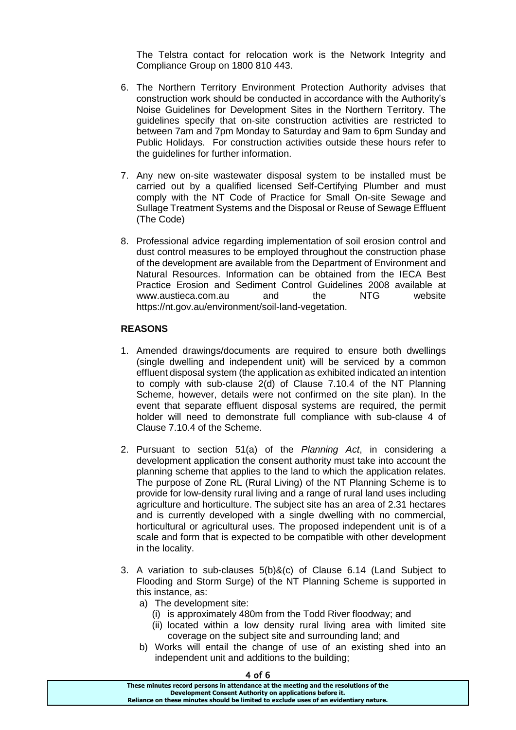The Telstra contact for relocation work is the Network Integrity and Compliance Group on 1800 810 443.

6. The Northern Territory Environment Protection Authority advises that construction work should be conducted in accordance with the Authority's Noise Guidelines for Development Sites in the Northern Territory. The guidelines specify that on-site construction activities are restricted to between 7am and 7pm Monday to Saturday and 9am to 6pm Sunday and Public Holidays. For construction activities outside these hours refer to the guidelines for further information.

7. Any new on-site wastewater disposal system to be installed must be carried out by a qualified licensed Self-Certifying Plumber and must comply with the NT Code of Practice for Small On-site Sewage and Sullage Treatment Systems and the Disposal or Reuse of Sewage Effluent (The Code)

8. Professional advice regarding implementation of soil erosion control and dust control measures to be employed throughout the construction phase of the development are available from the Department of Environment and Natural Resources. Information can be obtained from the IECA Best Practice Erosion and Sediment Control Guidelines 2008 available at www.austieca.com.au and the NTG website https://nt.gov.au/environment/soil-land-vegetation.

**REASONS**

1. Amended drawings/documents are required to ensure both dwellings (single dwelling and independent unit) will be serviced by a common effluent disposal system (the application as exhibited indicated an intention to comply with sub-clause 2(d) of Clause 7.10.4 of the NT Planning Scheme, however, details were not confirmed on the site plan). In the event that separate effluent disposal systems are required, the permit holder will need to demonstrate full compliance with sub-clause 4 of Clause 7.10.4 of the Scheme.

2. Pursuant to section 51(a) of the *Planning Act*, in considering a development application the consent authority must take into account the planning scheme that applies to the land to which the application relates. The purpose of Zone RL (Rural Living) of the NT Planning Scheme is to provide for low-density rural living and a range of rural land uses including agriculture and horticulture. The subject site has an area of 2.31 hectares and is currently developed with a single dwelling with no commercial, horticultural or agricultural uses. The proposed independent unit is of a scale and form that is expected to be compatible with other development in the locality.

3. A variation to sub-clauses 5(b)&(c) of Clause 6.14 (Land Subject to Flooding and Storm Surge) of the NT Planning Scheme is supported in this instance, as:
   a) The development site:
      (i) is approximately 480m from the Todd River floodway; and
      (ii) located within a low density rural living area with limited site coverage on the subject site and surrounding land; and
   b) Works will entail the change of use of an existing shed into an independent unit and additions to the building;

**These minutes record persons in attendance at the meeting and the resolutions of the Development Consent Authority on applications before it. Reliance on these minutes should be limited to exclude uses of an evidentiary nature.**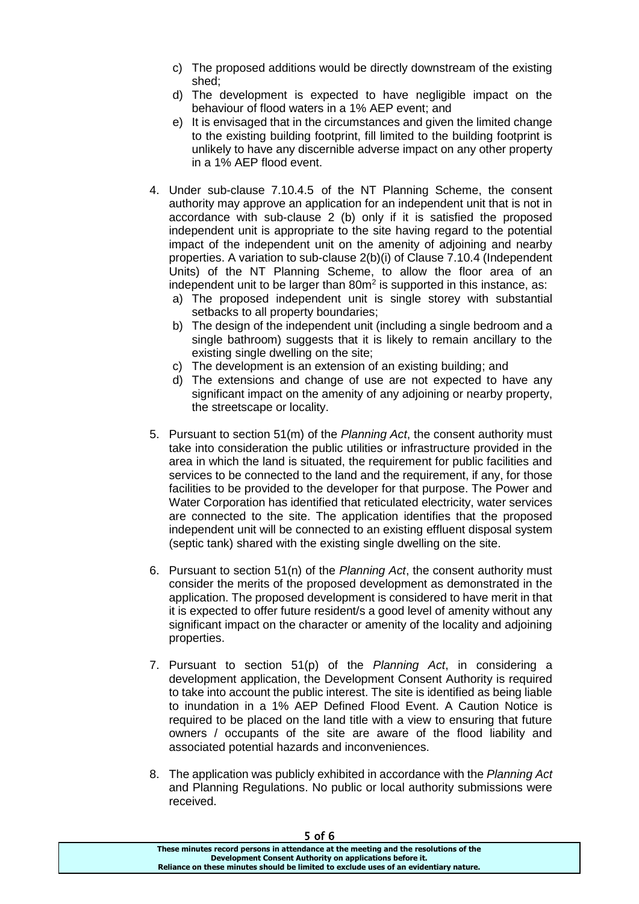c) The proposed additions would be directly downstream of the existing shed;
d) The development is expected to have negligible impact on the behaviour of flood waters in a 1% AEP event; and
e) It is envisaged that in the circumstances and given the limited change to the existing building footprint, fill limited to the building footprint is unlikely to have any discernible adverse impact on any other property in a 1% AEP flood event.

4. Under sub-clause 7.10.4.5 of the NT Planning Scheme, the consent authority may approve an application for an independent unit that is not in accordance with sub-clause 2 (b) only if it is satisfied the proposed independent unit is appropriate to the site having regard to the potential impact of the independent unit on the amenity of adjoining and nearby properties. A variation to sub-clause 2(b)(i) of Clause 7.10.4 (Independent Units) of the NT Planning Scheme, to allow the floor area of an independent unit to be larger than 80m$^2$ is supported in this instance, as:
   a) The proposed independent unit is single storey with substantial setbacks to all property boundaries;
   b) The design of the independent unit (including a single bedroom and a single bathroom) suggests that it is likely to remain ancillary to the existing single dwelling on the site;
   c) The development is an extension of an existing building; and
   d) The extensions and change of use are not expected to have any significant impact on the amenity of any adjoining or nearby property, the streetscape or locality.

5. Pursuant to section 51(m) of the *Planning Act*, the consent authority must take into consideration the public utilities or infrastructure provided in the area in which the land is situated, the requirement for public facilities and services to be connected to the land and the requirement, if any, for those facilities to be provided to the developer for that purpose. The Power and Water Corporation has identified that reticulated electricity, water services are connected to the site. The application identifies that the proposed independent unit will be connected to an existing effluent disposal system (septic tank) shared with the existing single dwelling on the site.

6. Pursuant to section 51(n) of the *Planning Act*, the consent authority must consider the merits of the proposed development as demonstrated in the application. The proposed development is considered to have merit in that it is expected to offer future resident/s a good level of amenity without any significant impact on the character or amenity of the locality and adjoining properties.

7. Pursuant to section 51(p) of the *Planning Act*, in considering a development application, the Development Consent Authority is required to take into account the public interest. The site is identified as being liable to inundation in a 1% AEP Defined Flood Event. A Caution Notice is required to be placed on the land title with a view to ensuring that future owners / occupants of the site are aware of the flood liability and associated potential hazards and inconveniences.

8. The application was publicly exhibited in accordance with the *Planning Act* and Planning Regulations. No public or local authority submissions were received.

**These minutes record persons in attendance at the meeting and the resolutions of the Development Consent Authority on applications before it. Reliance on these minutes should be limited to exclude uses of an evidentiary nature.**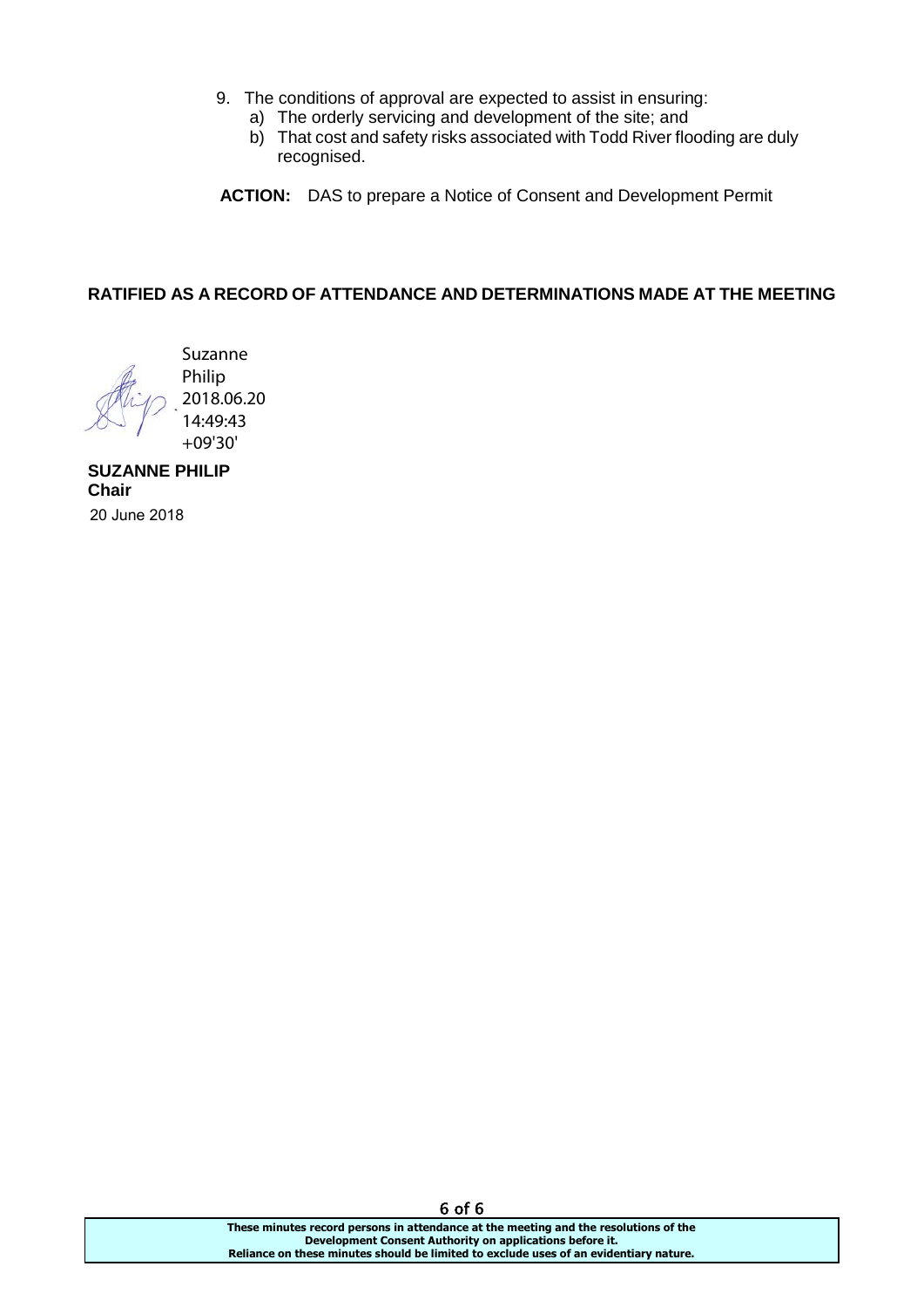9. The conditions of approval are expected to assist in ensuring:
   a) The orderly servicing and development of the site; and
   b) That cost and safety risks associated with Todd River flooding are duly recognised.

**ACTION:** DAS to prepare a Notice of Consent and Development Permit

**RATIFIED AS A RECORD OF ATTENDANCE AND DETERMINATIONS MADE AT THE MEETING**

Suzanne Philip
2018.06.20
14:49:43
+09'30'

**SUZANNE PHILIP**
**Chair**
20 June 2018

These minutes record persons in attendance at the meeting and the resolutions of the Development Consent Authority on applications before it.
Reliance on these minutes should be limited to exclude uses of an evidentiary nature.